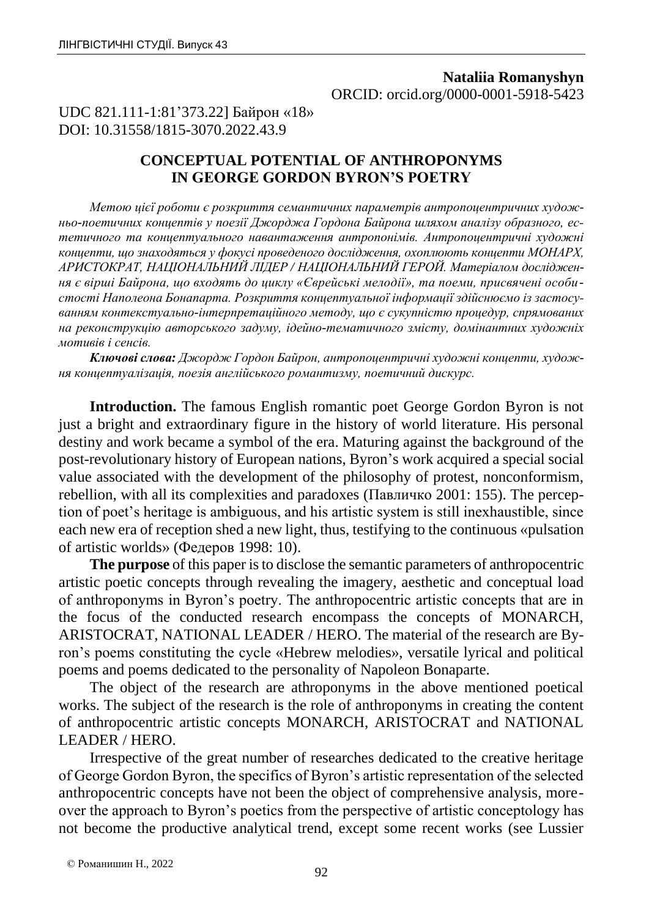**Nataliia Romanyshyn**
ORCID: orcid.org/0000-0001-5918-5423

UDC 821.111-1:81'373.22] Байрон «18»
DOI: 10.31558/1815-3070.2022.43.9

# CONCEPTUAL POTENTIAL OF ANTHROPONYMS IN GEORGE GORDON BYRON'S POETRY

*Метою цієї роботи є розкриття семантичних параметрів антропоцентричних художньо-поетичних концептів у поезії Джорджа Гордона Байрона шляхом аналізу образного, естетичного та концептуального навантаження антропонімів. Антропоцентричні художні концепти, що знаходяться у фокусі проведеного дослідження, охоплюють концепти МОНАРХ, АРИСТОКРАТ, НАЦІОНАЛЬНИЙ ЛІДЕР / НАЦІОНАЛЬНИЙ ГЕРОЙ. Матеріалом дослідження є вірші Байрона, що входять до циклу «Єврейські мелодії», та поеми, присвячені особистості Наполеона Бонапарта. Розкриття концептуальної інформації здійснюємо із застосуванням контекстуально-інтерпретаційного методу, що є сукупністю процедур, спрямованих на реконструкцію авторського задуму, ідейно-тематичного змісту, домінантних художніх мотивів і сенсів.*

***Ключові слова:*** *Джордж Гордон Байрон, антропоцентричні художні концепти, художня концептуалізація, поезія англійського романтизму, поетичний дискурс.*

**Introduction.** The famous English romantic poet George Gordon Byron is not just a bright and extraordinary figure in the history of world literature. His personal destiny and work became a symbol of the era. Maturing against the background of the post-revolutionary history of European nations, Byron's work acquired a special social value associated with the development of the philosophy of protest, nonconformism, rebellion, with all its complexities and paradoxes (Павличко 2001: 155). The perception of poet's heritage is ambiguous, and his artistic system is still inexhaustible, since each new era of reception shed a new light, thus, testifying to the continuous «pulsation of artistic worlds» (Федеров 1998: 10).

**The purpose** of this paper is to disclose the semantic parameters of anthropocentric artistic poetic concepts through revealing the imagery, aesthetic and conceptual load of anthroponyms in Byron's poetry. The anthropocentric artistic concepts that are in the focus of the conducted research encompass the concepts of MONARCH, ARISTOCRAT, NATIONAL LEADER / HERO. The material of the research are Byron's poems constituting the cycle «Hebrew melodies», versatile lyrical and political poems and poems dedicated to the personality of Napoleon Bonaparte.

The object of the research are athroponyms in the above mentioned poetical works. The subject of the research is the role of anthroponyms in creating the content of anthropocentric artistic concepts MONARCH, ARISTOCRAT and NATIONAL LEADER / HERO.

Irrespective of the great number of researches dedicated to the creative heritage of George Gordon Byron, the specifics of Byron's artistic representation of the selected anthropocentric concepts have not been the object of comprehensive analysis, moreover the approach to Byron's poetics from the perspective of artistic conceptology has not become the productive analytical trend, except some recent works (see Lussier

© Романишин Н., 2022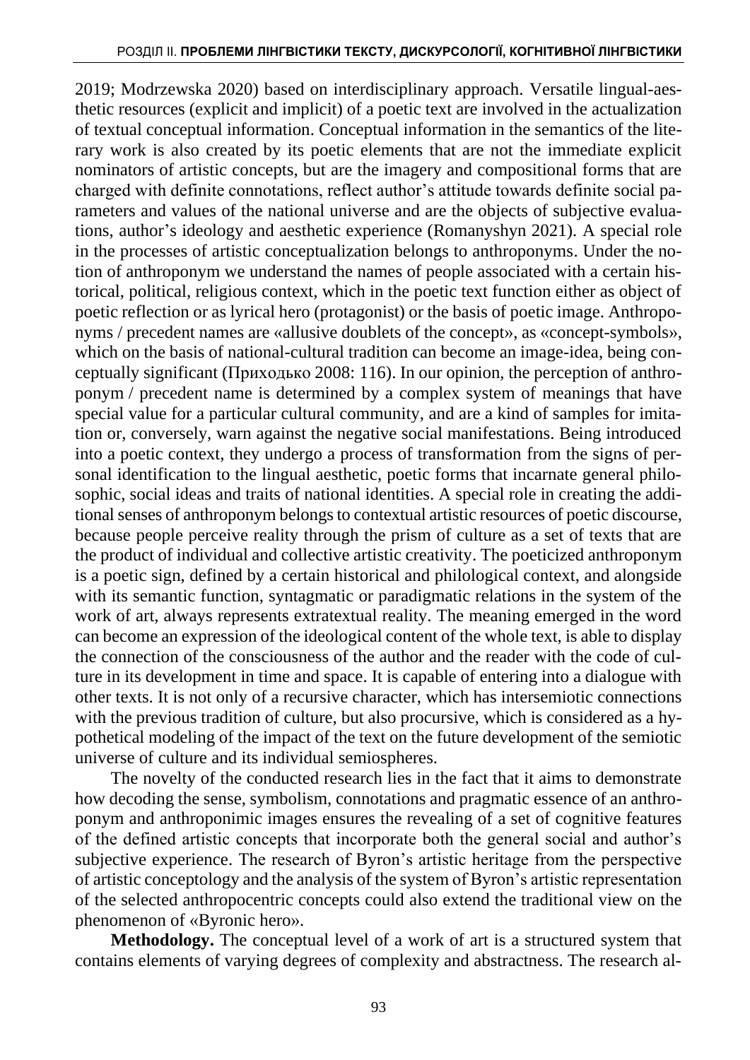2019; Modrzewska 2020) based on interdisciplinary approach. Versatile lingual-aesthetic resources (explicit and implicit) of a poetic text are involved in the actualization of textual conceptual information. Conceptual information in the semantics of the literary work is also created by its poetic elements that are not the immediate explicit nominators of artistic concepts, but are the imagery and compositional forms that are charged with definite connotations, reflect author's attitude towards definite social parameters and values of the national universe and are the objects of subjective evaluations, author's ideology and aesthetic experience (Romanyshyn 2021). A special role in the processes of artistic conceptualization belongs to anthroponyms. Under the notion of anthroponym we understand the names of people associated with a certain historical, political, religious context, which in the poetic text function either as object of poetic reflection or as lyrical hero (protagonist) or the basis of poetic image. Anthroponyms / precedent names are «allusive doublets of the concept», as «concept-symbols», which on the basis of national-cultural tradition can become an image-idea, being conceptually significant (Приходько 2008: 116). In our opinion, the perception of anthroponym / precedent name is determined by a complex system of meanings that have special value for a particular cultural community, and are a kind of samples for imitation or, conversely, warn against the negative social manifestations. Being introduced into a poetic context, they undergo a process of transformation from the signs of personal identification to the lingual aesthetic, poetic forms that incarnate general philosophic, social ideas and traits of national identities. A special role in creating the additional senses of anthroponym belongs to contextual artistic resources of poetic discourse, because people perceive reality through the prism of culture as a set of texts that are the product of individual and collective artistic creativity. The poeticized anthroponym is a poetic sign, defined by a certain historical and philological context, and alongside with its semantic function, syntagmatic or paradigmatic relations in the system of the work of art, always represents extratextual reality. The meaning emerged in the word can become an expression of the ideological content of the whole text, is able to display the connection of the consciousness of the author and the reader with the code of culture in its development in time and space. It is capable of entering into a dialogue with other texts. It is not only of a recursive character, which has intersemiotic connections with the previous tradition of culture, but also procursive, which is considered as a hypothetical modeling of the impact of the text on the future development of the semiotic universe of culture and its individual semiospheres.

The novelty of the conducted research lies in the fact that it aims to demonstrate how decoding the sense, symbolism, connotations and pragmatic essence of an anthroponym and anthroponimic images ensures the revealing of a set of cognitive features of the defined artistic concepts that incorporate both the general social and author's subjective experience. The research of Byron's artistic heritage from the perspective of artistic conceptology and the analysis of the system of Byron's artistic representation of the selected anthropocentric concepts could also extend the traditional view on the phenomenon of «Byronic hero».

**Methodology.** The conceptual level of a work of art is a structured system that contains elements of varying degrees of complexity and abstractness. The research al-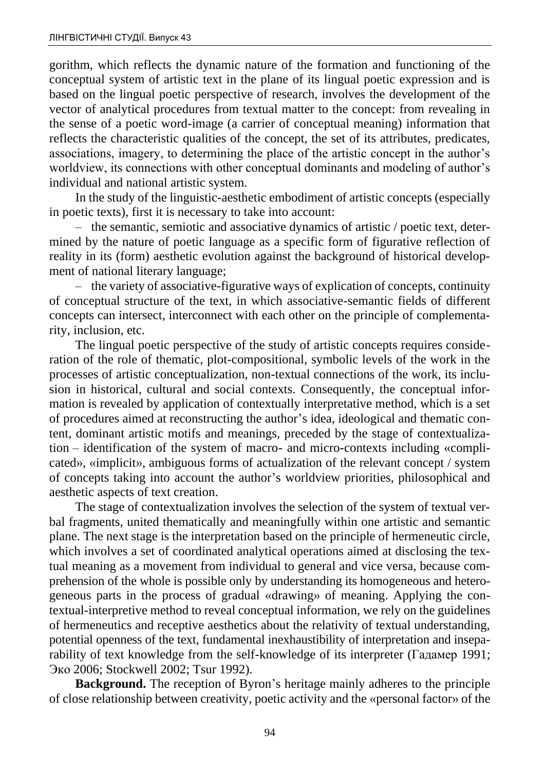gorithm, which reflects the dynamic nature of the formation and functioning of the conceptual system of artistic text in the plane of its lingual poetic expression and is based on the lingual poetic perspective of research, involves the development of the vector of analytical procedures from textual matter to the concept: from revealing in the sense of a poetic word-image (a carrier of conceptual meaning) information that reflects the characteristic qualities of the concept, the set of its attributes, predicates, associations, imagery, to determining the place of the artistic concept in the author's worldview, its connections with other conceptual dominants and modeling of author's individual and national artistic system.

In the study of the linguistic-aesthetic embodiment of artistic concepts (especially in poetic texts), first it is necessary to take into account:

– the semantic, semiotic and associative dynamics of artistic / poetic text, determined by the nature of poetic language as a specific form of figurative reflection of reality in its (form) aesthetic evolution against the background of historical development of national literary language;

– the variety of associative-figurative ways of explication of concepts, continuity of conceptual structure of the text, in which associative-semantic fields of different concepts can intersect, interconnect with each other on the principle of complementarity, inclusion, etc.

The lingual poetic perspective of the study of artistic concepts requires consideration of the role of thematic, plot-compositional, symbolic levels of the work in the processes of artistic conceptualization, non-textual connections of the work, its inclusion in historical, cultural and social contexts. Consequently, the conceptual information is revealed by application of contextually interpretative method, which is a set of procedures aimed at reconstructing the author's idea, ideological and thematic content, dominant artistic motifs and meanings, preceded by the stage of contextualization – identification of the system of macro- and micro-contexts including «complicated», «implicit», ambiguous forms of actualization of the relevant concept / system of concepts taking into account the author's worldview priorities, philosophical and aesthetic aspects of text creation.

The stage of contextualization involves the selection of the system of textual verbal fragments, united thematically and meaningfully within one artistic and semantic plane. The next stage is the interpretation based on the principle of hermeneutic circle, which involves a set of coordinated analytical operations aimed at disclosing the textual meaning as a movement from individual to general and vice versa, because comprehension of the whole is possible only by understanding its homogeneous and heterogeneous parts in the process of gradual «drawing» of meaning. Applying the contextual-interpretive method to reveal conceptual information, we rely on the guidelines of hermeneutics and receptive aesthetics about the relativity of textual understanding, potential openness of the text, fundamental inexhaustibility of interpretation and inseparability of text knowledge from the self-knowledge of its interpreter (Гадамер 1991; Эко 2006; Stockwell 2002; Tsur 1992).

**Background.** The reception of Byron's heritage mainly adheres to the principle of close relationship between creativity, poetic activity and the «personal factor» of the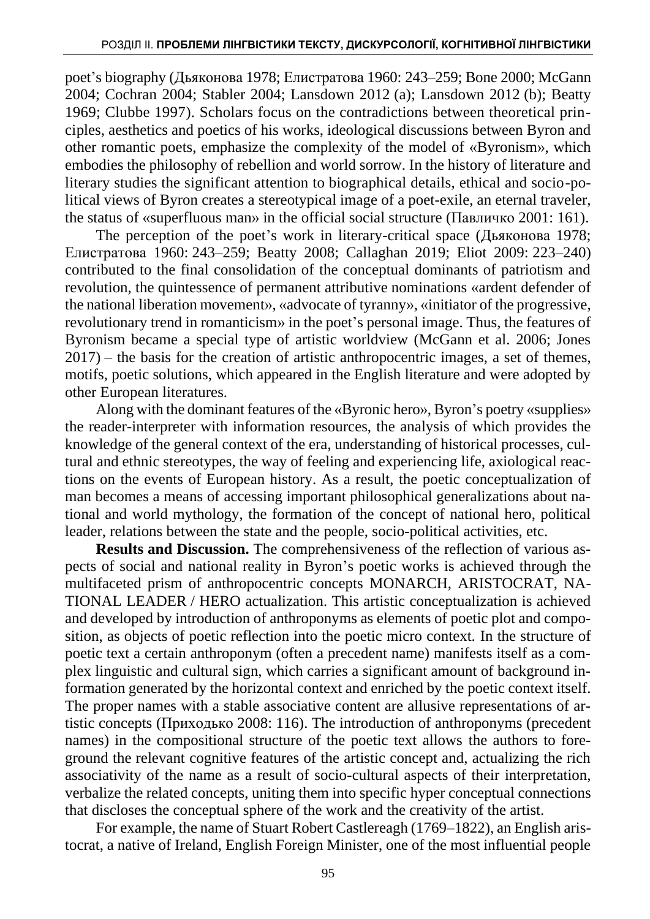poet's biography (Дьяконова 1978; Елистратова 1960: 243–259; Bone 2000; McGann 2004; Cochran 2004; Stabler 2004; Lansdown 2012 (a); Lansdown 2012 (b); Beatty 1969; Clubbe 1997). Scholars focus on the contradictions between theoretical principles, aesthetics and poetics of his works, ideological discussions between Byron and other romantic poets, emphasize the complexity of the model of «Byronism», which embodies the philosophy of rebellion and world sorrow. In the history of literature and literary studies the significant attention to biographical details, ethical and socio-political views of Byron creates a stereotypical image of a poet-exile, an eternal traveler, the status of «superfluous man» in the official social structure (Павличко 2001: 161).

The perception of the poet's work in literary-critical space (Дьяконова 1978; Елистратова 1960: 243–259; Beatty 2008; Callaghan 2019; Eliot 2009: 223–240) contributed to the final consolidation of the conceptual dominants of patriotism and revolution, the quintessence of permanent attributive nominations «ardent defender of the national liberation movement», «advocate of tyranny», «initiator of the progressive, revolutionary trend in romanticism» in the poet's personal image. Thus, the features of Byronism became a special type of artistic worldview (McGann et al. 2006; Jones 2017) – the basis for the creation of artistic anthropocentric images, a set of themes, motifs, poetic solutions, which appeared in the English literature and were adopted by other European literatures.

Along with the dominant features of the «Byronic hero», Byron's poetry «supplies» the reader-interpreter with information resources, the analysis of which provides the knowledge of the general context of the era, understanding of historical processes, cultural and ethnic stereotypes, the way of feeling and experiencing life, axiological reactions on the events of European history. As a result, the poetic conceptualization of man becomes a means of accessing important philosophical generalizations about national and world mythology, the formation of the concept of national hero, political leader, relations between the state and the people, socio-political activities, etc.

**Results and Discussion.** The comprehensiveness of the reflection of various aspects of social and national reality in Byron's poetic works is achieved through the multifaceted prism of anthropocentric concepts MONARCH, ARISTOCRAT, NATIONAL LEADER / HERO actualization. This artistic conceptualization is achieved and developed by introduction of anthroponyms as elements of poetic plot and composition, as objects of poetic reflection into the poetic micro context. In the structure of poetic text a certain anthroponym (often a precedent name) manifests itself as a complex linguistic and cultural sign, which carries a significant amount of background information generated by the horizontal context and enriched by the poetic context itself. The proper names with a stable associative content are allusive representations of artistic concepts (Приходько 2008: 116). The introduction of anthroponyms (precedent names) in the compositional structure of the poetic text allows the authors to foreground the relevant cognitive features of the artistic concept and, actualizing the rich associativity of the name as a result of socio-cultural aspects of their interpretation, verbalize the related concepts, uniting them into specific hyper conceptual connections that discloses the conceptual sphere of the work and the creativity of the artist.

For example, the name of Stuart Robert Castlereagh (1769–1822), an English aristocrat, a native of Ireland, English Foreign Minister, one of the most influential people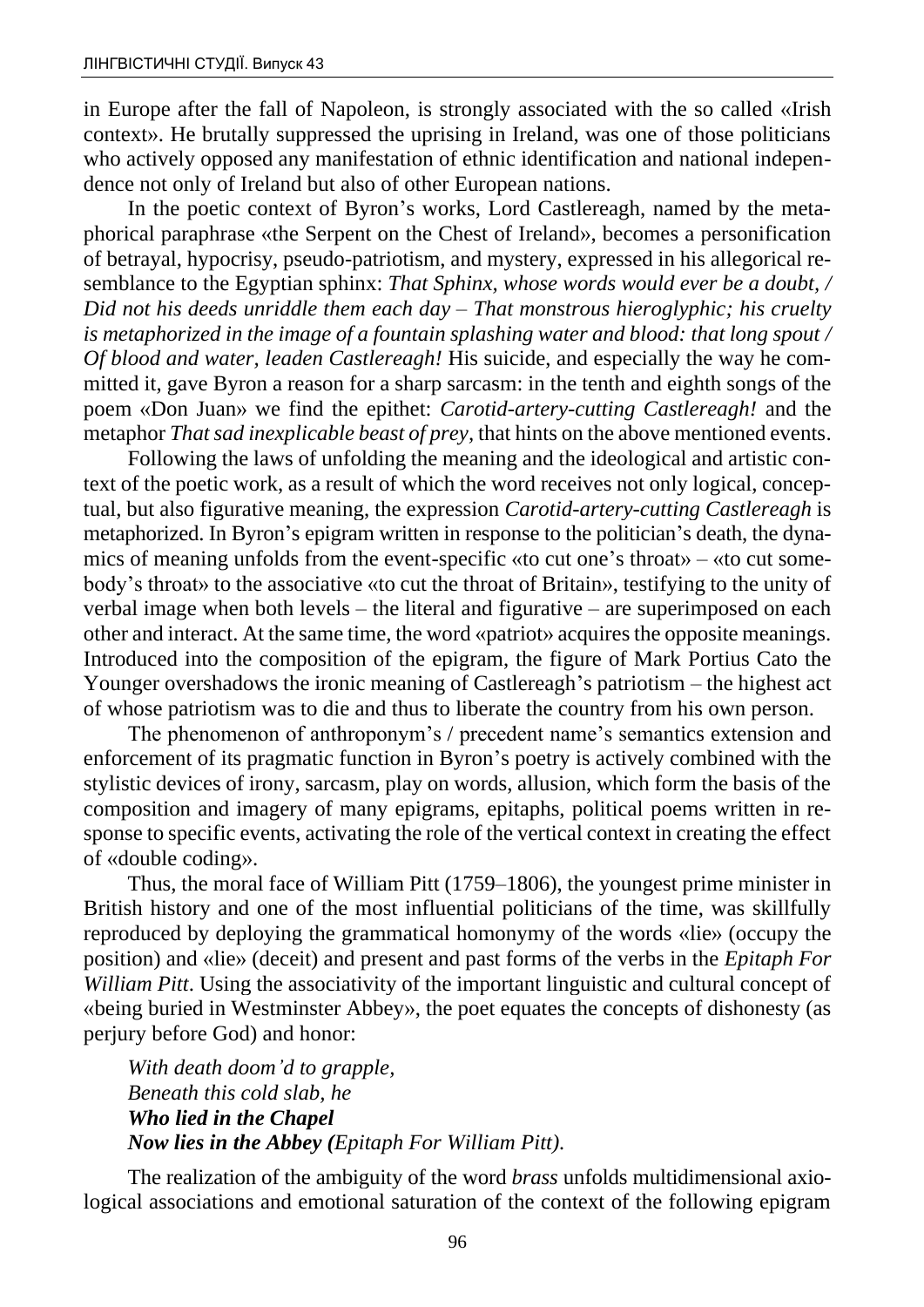in Europe after the fall of Napoleon, is strongly associated with the so called «Irish context». He brutally suppressed the uprising in Ireland, was one of those politicians who actively opposed any manifestation of ethnic identification and national independence not only of Ireland but also of other European nations.

In the poetic context of Byron's works, Lord Castlereagh, named by the metaphorical paraphrase «the Serpent on the Chest of Ireland», becomes a personification of betrayal, hypocrisy, pseudo-patriotism, and mystery, expressed in his allegorical resemblance to the Egyptian sphinx: *That Sphinx, whose words would ever be a doubt, / Did not his deeds unriddle them each day – That monstrous hieroglyphic; his cruelty is metaphorized in the image of a fountain splashing water and blood: that long spout / Of blood and water, leaden Castlereagh!* His suicide, and especially the way he committed it, gave Byron a reason for a sharp sarcasm: in the tenth and eighth songs of the poem «Don Juan» we find the epithet: *Carotid-artery-cutting Castlereagh!* and the metaphor *That sad inexplicable beast of prey*, that hints on the above mentioned events.

Following the laws of unfolding the meaning and the ideological and artistic context of the poetic work, as a result of which the word receives not only logical, conceptual, but also figurative meaning, the expression *Carotid-artery-cutting Castlereagh* is metaphorized. In Byron's epigram written in response to the politician's death, the dynamics of meaning unfolds from the event-specific «to cut one's throat» – «to cut somebody's throat» to the associative «to cut the throat of Britain», testifying to the unity of verbal image when both levels – the literal and figurative – are superimposed on each other and interact. At the same time, the word «patriot» acquires the opposite meanings. Introduced into the composition of the epigram, the figure of Mark Portius Cato the Younger overshadows the ironic meaning of Castlereagh's patriotism – the highest act of whose patriotism was to die and thus to liberate the country from his own person.

The phenomenon of anthroponym's / precedent name's semantics extension and enforcement of its pragmatic function in Byron's poetry is actively combined with the stylistic devices of irony, sarcasm, play on words, allusion, which form the basis of the composition and imagery of many epigrams, epitaphs, political poems written in response to specific events, activating the role of the vertical context in creating the effect of «double coding».

Thus, the moral face of William Pitt (1759–1806), the youngest prime minister in British history and one of the most influential politicians of the time, was skillfully reproduced by deploying the grammatical homonymy of the words «lie» (occupy the position) and «lie» (deceit) and present and past forms of the verbs in the *Epitaph For William Pitt*. Using the associativity of the important linguistic and cultural concept of «being buried in Westminster Abbey», the poet equates the concepts of dishonesty (as perjury before God) and honor:

*With death doom'd to grapple,*
*Beneath this cold slab, he*
***Who lied in the Chapel***
***Now lies in the Abbey (**Epitaph For William Pitt).*

The realization of the ambiguity of the word *brass* unfolds multidimensional axiological associations and emotional saturation of the context of the following epigram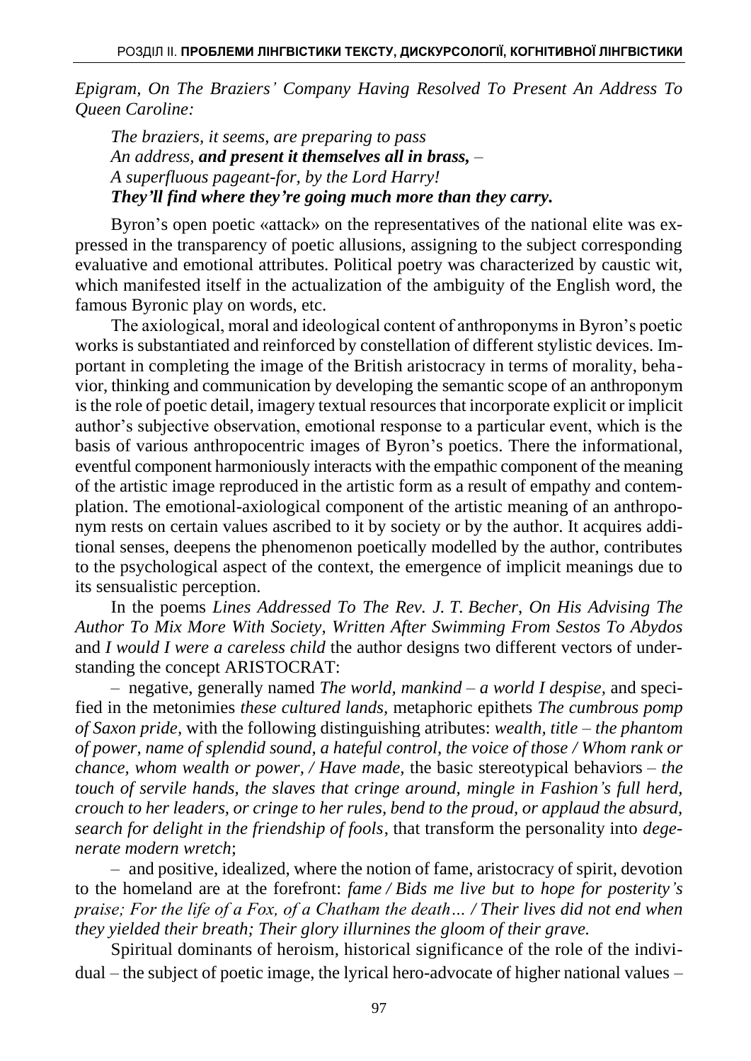*Epigram, On The Braziers' Company Having Resolved To Present An Address To Queen Caroline:*

*The braziers, it seems, are preparing to pass*
*An address, **and present it themselves all in brass,*** –
*A superfluous pageant-for, by the Lord Harry!*
***They'll find where they're going much more than they carry.***

Byron's open poetic «attack» on the representatives of the national elite was expressed in the transparency of poetic allusions, assigning to the subject corresponding evaluative and emotional attributes. Political poetry was characterized by caustic wit, which manifested itself in the actualization of the ambiguity of the English word, the famous Byronic play on words, etc.

The axiological, moral and ideological content of anthroponyms in Byron's poetic works is substantiated and reinforced by constellation of different stylistic devices. Important in completing the image of the British aristocracy in terms of morality, behavior, thinking and communication by developing the semantic scope of an anthroponym is the role of poetic detail, imagery textual resources that incorporate explicit or implicit author's subjective observation, emotional response to a particular event, which is the basis of various anthropocentric images of Byron's poetics. There the informational, eventful component harmoniously interacts with the empathic component of the meaning of the artistic image reproduced in the artistic form as a result of empathy and contemplation. The emotional-axiological component of the artistic meaning of an anthroponym rests on certain values ascribed to it by society or by the author. It acquires additional senses, deepens the phenomenon poetically modelled by the author, contributes to the psychological aspect of the context, the emergence of implicit meanings due to its sensualistic perception.

In the poems *Lines Addressed To The Rev. J. T. Becher, On His Advising The Author To Mix More With Society, Written After Swimming From Sestos To Abydos* and *I would I were a careless child* the author designs two different vectors of understanding the concept ARISTOCRAT:

– negative, generally named *The world, mankind – a world I despise*, and specified in the metonimies *these cultured lands*, metaphoric epithets *The cumbrous pomp of Saxon pride*, with the following distinguishing atributes: *wealth, title – the phantom of power, name of splendid sound, a hateful control, the voice of those / Whom rank or chance, whom wealth or power, / Have made*, the basic stereotypical behaviors – *the touch of servile hands, the slaves that cringe around, mingle in Fashion's full herd, crouch to her leaders, or cringe to her rules, bend to the proud, or applaud the absurd, search for delight in the friendship of fools*, that transform the personality into *degenerate modern wretch*;

– and positive, idealized, where the notion of fame, aristocracy of spirit, devotion to the homeland are at the forefront: *fame / Bids me live but to hope for posterity's praise; For the life of a Fox, of a Chatham the death… / Their lives did not end when they yielded their breath; Their glory illurnines the gloom of their grave.*

Spiritual dominants of heroism, historical significance of the role of the individual – the subject of poetic image, the lyrical hero-advocate of higher national values –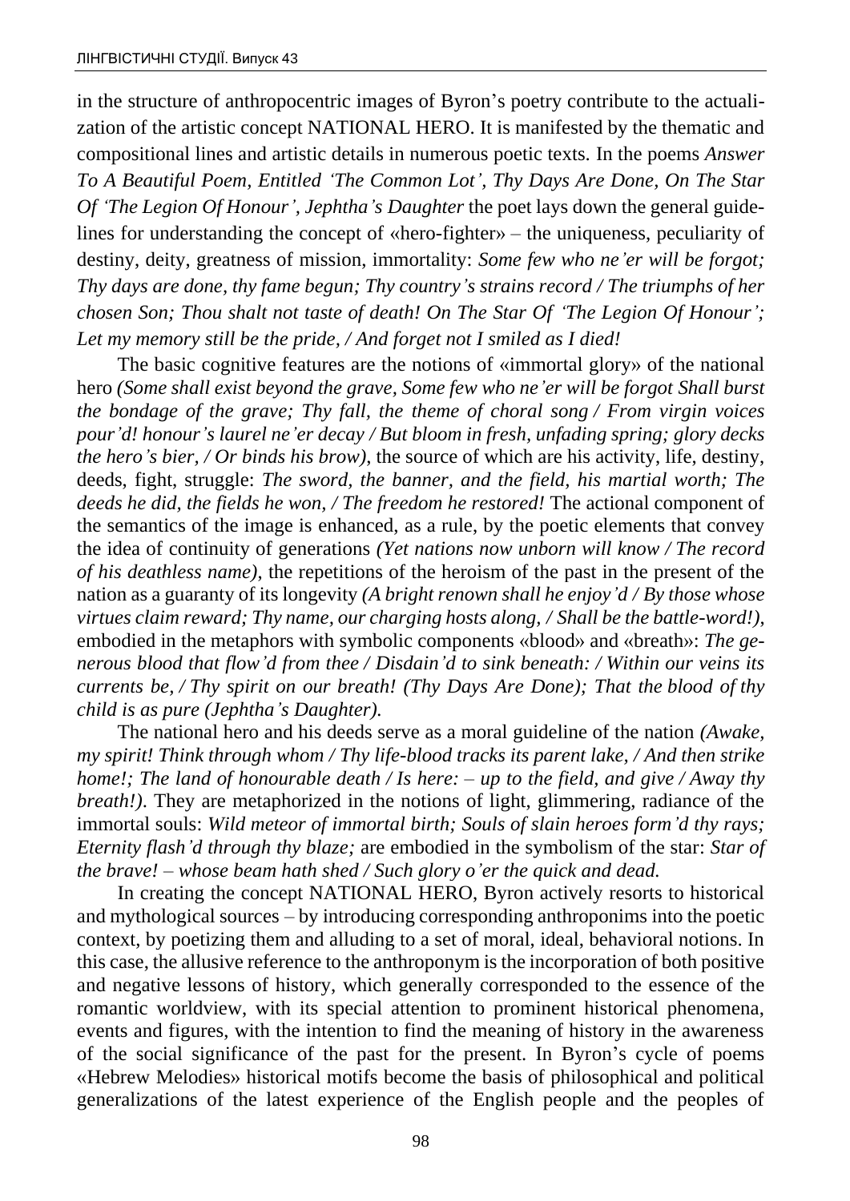in the structure of anthropocentric images of Byron's poetry contribute to the actualization of the artistic concept NATIONAL HERO. It is manifested by the thematic and compositional lines and artistic details in numerous poetic texts. In the poems *Answer To A Beautiful Poem, Entitled 'The Common Lot', Thy Days Are Done, On The Star Of 'The Legion Of Honour', Jephtha's Daughter* the poet lays down the general guidelines for understanding the concept of «hero-fighter» – the uniqueness, peculiarity of destiny, deity, greatness of mission, immortality: *Some few who ne'er will be forgot; Thy days are done, thy fame begun; Thy country's strains record / The triumphs of her chosen Son; Thou shalt not taste of death! On The Star Of 'The Legion Of Honour'; Let my memory still be the pride, / And forget not I smiled as I died!*

The basic cognitive features are the notions of «immortal glory» of the national hero *(Some shall exist beyond the grave, Some few who ne'er will be forgot Shall burst the bondage of the grave; Thy fall, the theme of choral song / From virgin voices pour'd! honour's laurel ne'er decay / But bloom in fresh, unfading spring; glory decks the hero's bier, / Or binds his brow)*, the source of which are his activity, life, destiny, deeds, fight, struggle: *The sword, the banner, and the field, his martial worth; The deeds he did, the fields he won, / The freedom he restored!* The actional component of the semantics of the image is enhanced, as a rule, by the poetic elements that convey the idea of continuity of generations *(Yet nations now unborn will know / The record of his deathless name)*, the repetitions of the heroism of the past in the present of the nation as a guaranty of its longevity *(A bright renown shall he enjoy'd / By those whose virtues claim reward; Thy name, our charging hosts along, / Shall be the battle-word!)*, embodied in the metaphors with symbolic components «blood» and «breath»: *The generous blood that flow'd from thee / Disdain'd to sink beneath: / Within our veins its currents be, / Thy spirit on our breath! (Thy Days Are Done); That the blood of thy child is as pure (Jephtha's Daughter).*

The national hero and his deeds serve as a moral guideline of the nation *(Awake, my spirit! Think through whom / Thy life-blood tracks its parent lake, / And then strike home!; The land of honourable death / Is here: – up to the field, and give / Away thy breath!)*. They are metaphorized in the notions of light, glimmering, radiance of the immortal souls: *Wild meteor of immortal birth; Souls of slain heroes form'd thy rays; Eternity flash'd through thy blaze;* are embodied in the symbolism of the star: *Star of the brave! – whose beam hath shed / Such glory o'er the quick and dead.*

In creating the concept NATIONAL HERO, Byron actively resorts to historical and mythological sources – by introducing corresponding anthroponims into the poetic context, by poetizing them and alluding to a set of moral, ideal, behavioral notions. In this case, the allusive reference to the anthroponym is the incorporation of both positive and negative lessons of history, which generally corresponded to the essence of the romantic worldview, with its special attention to prominent historical phenomena, events and figures, with the intention to find the meaning of history in the awareness of the social significance of the past for the present. In Byron's cycle of poems «Hebrew Melodies» historical motifs become the basis of philosophical and political generalizations of the latest experience of the English people and the peoples of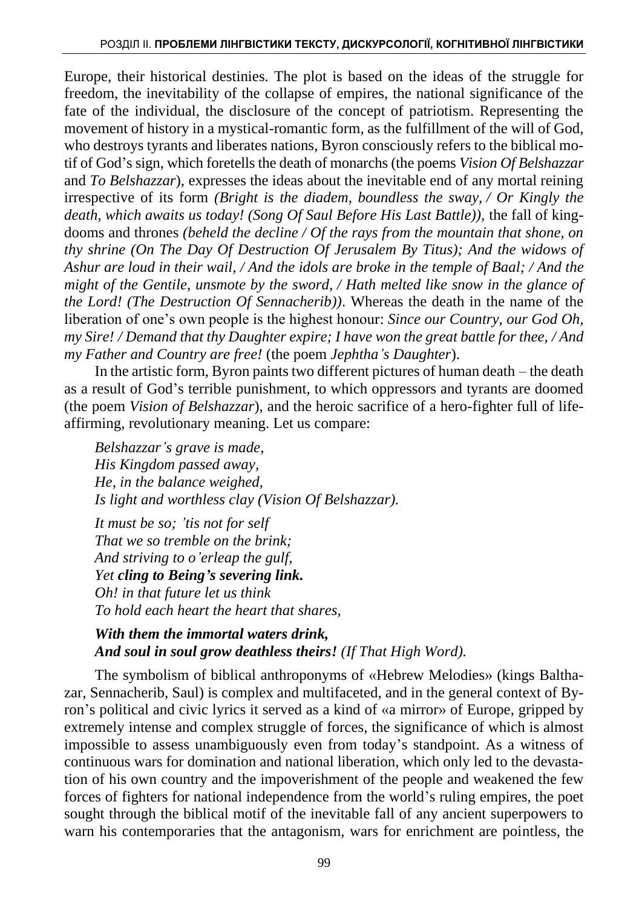Europe, their historical destinies. The plot is based on the ideas of the struggle for freedom, the inevitability of the collapse of empires, the national significance of the fate of the individual, the disclosure of the concept of patriotism. Representing the movement of history in a mystical-romantic form, as the fulfillment of the will of God, who destroys tyrants and liberates nations, Byron consciously refers to the biblical motif of God's sign, which foretells the death of monarchs (the poems *Vision Of Belshazzar* and *To Belshazzar*), expresses the ideas about the inevitable end of any mortal reining irrespective of its form *(Bright is the diadem, boundless the sway, / Or Kingly the death, which awaits us today! (Song Of Saul Before His Last Battle)),* the fall of kingdooms and thrones *(beheld the decline / Of the rays from the mountain that shone, on thy shrine (On The Day Of Destruction Of Jerusalem By Titus); And the widows of Ashur are loud in their wail, / And the idols are broke in the temple of Baal; / And the might of the Gentile, unsmote by the sword, / Hath melted like snow in the glance of the Lord! (The Destruction Of Sennacherib)).* Whereas the death in the name of the liberation of one's own people is the highest honour: *Since our Country, our God Oh, my Sire! / Demand that thy Daughter expire; I have won the great battle for thee, / And my Father and Country are free!* (the poem *Jephtha's Daughter*).

In the artistic form, Byron paints two different pictures of human death – the death as a result of God's terrible punishment, to which oppressors and tyrants are doomed (the poem *Vision of Belshazzar*), and the heroic sacrifice of a hero-fighter full of life-affirming, revolutionary meaning. Let us compare:

> *Belshazzar's grave is made,*
> *His Kingdom passed away,*
> *He, in the balance weighed,*
> *Is light and worthless clay (Vision Of Belshazzar).*
>
> *It must be so; 'tis not for self*
> *That we so tremble on the brink;*
> *And striving to o'erleap the gulf,*
> *Yet **cling to Being's severing link.***
> *Oh! in that future let us think*
> *To hold each heart the heart that shares,*
>
> ***With them the immortal waters drink,***
> ***And soul in soul grow deathless theirs!*** *(If That High Word).*

The symbolism of biblical anthroponyms of «Hebrew Melodies» (kings Balthazar, Sennacherib, Saul) is complex and multifaceted, and in the general context of Byron's political and civic lyrics it served as a kind of «a mirror» of Europe, gripped by extremely intense and complex struggle of forces, the significance of which is almost impossible to assess unambiguously even from today's standpoint. As a witness of continuous wars for domination and national liberation, which only led to the devastation of his own country and the impoverishment of the people and weakened the few forces of fighters for national independence from the world's ruling empires, the poet sought through the biblical motif of the inevitable fall of any ancient superpowers to warn his contemporaries that the antagonism, wars for enrichment are pointless, the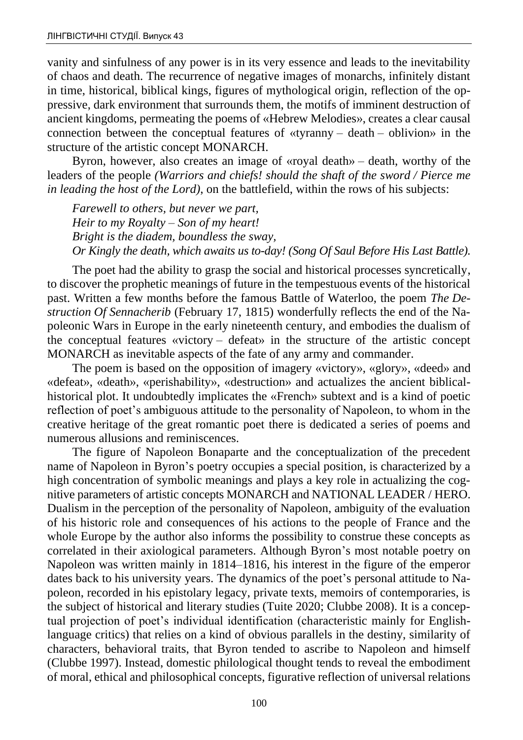vanity and sinfulness of any power is in its very essence and leads to the inevitability of chaos and death. The recurrence of negative images of monarchs, infinitely distant in time, historical, biblical kings, figures of mythological origin, reflection of the oppressive, dark environment that surrounds them, the motifs of imminent destruction of ancient kingdoms, permeating the poems of «Hebrew Melodies», creates a clear causal connection between the conceptual features of «tyranny – death – oblivion» in the structure of the artistic concept MONARCH.

Byron, however, also creates an image of «royal death» – death, worthy of the leaders of the people *(Warriors and chiefs! should the shaft of the sword / Pierce me in leading the host of the Lord)*, on the battlefield, within the rows of his subjects:

*Farewell to others, but never we part,*
*Heir to my Royalty – Son of my heart!*
*Bright is the diadem, boundless the sway,*
*Or Kingly the death, which awaits us to-day! (Song Of Saul Before His Last Battle).*

The poet had the ability to grasp the social and historical processes syncretically, to discover the prophetic meanings of future in the tempestuous events of the historical past. Written a few months before the famous Battle of Waterloo, the poem *The Destruction Of Sennacherib* (February 17, 1815) wonderfully reflects the end of the Napoleonic Wars in Europe in the early nineteenth century, and embodies the dualism of the conceptual features «victory – defeat» in the structure of the artistic concept MONARCH as inevitable aspects of the fate of any army and commander.

The poem is based on the opposition of imagery «victory», «glory», «deed» and «defeat», «death», «perishability», «destruction» and actualizes the ancient biblical-historical plot. It undoubtedly implicates the «French» subtext and is a kind of poetic reflection of poet's ambiguous attitude to the personality of Napoleon, to whom in the creative heritage of the great romantic poet there is dedicated a series of poems and numerous allusions and reminiscences.

The figure of Napoleon Bonaparte and the conceptualization of the precedent name of Napoleon in Byron's poetry occupies a special position, is characterized by a high concentration of symbolic meanings and plays a key role in actualizing the cognitive parameters of artistic concepts MONARCH and NATIONAL LEADER / HERO. Dualism in the perception of the personality of Napoleon, ambiguity of the evaluation of his historic role and consequences of his actions to the people of France and the whole Europe by the author also informs the possibility to construe these concepts as correlated in their axiological parameters. Although Byron's most notable poetry on Napoleon was written mainly in 1814–1816, his interest in the figure of the emperor dates back to his university years. The dynamics of the poet's personal attitude to Napoleon, recorded in his epistolary legacy, private texts, memoirs of contemporaries, is the subject of historical and literary studies (Tuite 2020; Clubbe 2008). It is a conceptual projection of poet's individual identification (characteristic mainly for English-language critics) that relies on a kind of obvious parallels in the destiny, similarity of characters, behavioral traits, that Byron tended to ascribe to Napoleon and himself (Clubbe 1997). Instead, domestic philological thought tends to reveal the embodiment of moral, ethical and philosophical concepts, figurative reflection of universal relations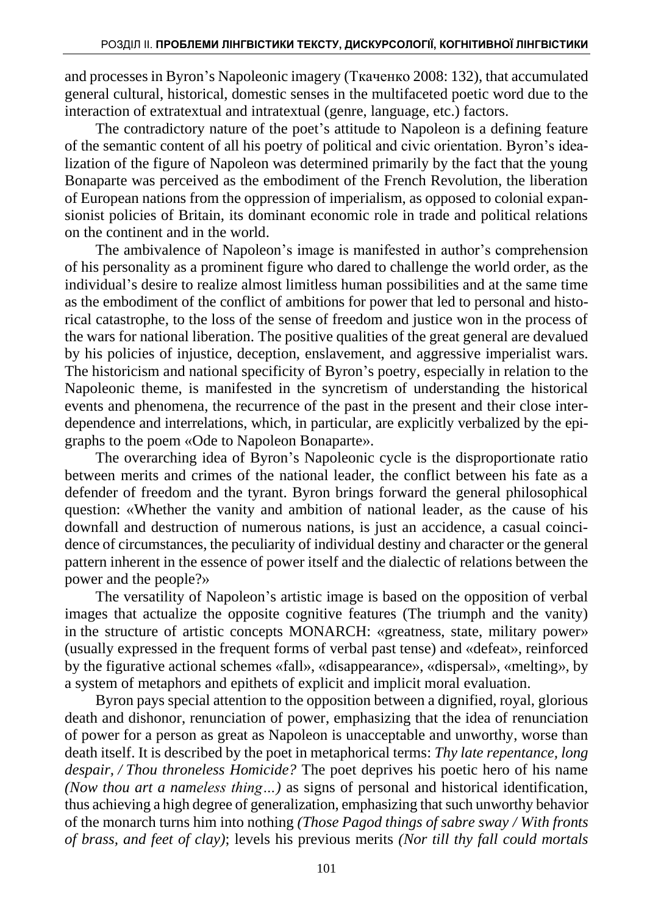and processes in Byron's Napoleonic imagery (Ткаченко 2008: 132), that accumulated general cultural, historical, domestic senses in the multifaceted poetic word due to the interaction of extratextual and intratextual (genre, language, etc.) factors.

The contradictory nature of the poet's attitude to Napoleon is a defining feature of the semantic content of all his poetry of political and civic orientation. Byron's idealization of the figure of Napoleon was determined primarily by the fact that the young Bonaparte was perceived as the embodiment of the French Revolution, the liberation of European nations from the oppression of imperialism, as opposed to colonial expansionist policies of Britain, its dominant economic role in trade and political relations on the continent and in the world.

The ambivalence of Napoleon's image is manifested in author's comprehension of his personality as a prominent figure who dared to challenge the world order, as the individual's desire to realize almost limitless human possibilities and at the same time as the embodiment of the conflict of ambitions for power that led to personal and historical catastrophe, to the loss of the sense of freedom and justice won in the process of the wars for national liberation. The positive qualities of the great general are devalued by his policies of injustice, deception, enslavement, and aggressive imperialist wars. The historicism and national specificity of Byron's poetry, especially in relation to the Napoleonic theme, is manifested in the syncretism of understanding the historical events and phenomena, the recurrence of the past in the present and their close interdependence and interrelations, which, in particular, are explicitly verbalized by the epigraphs to the poem «Ode to Napoleon Bonaparte».

The overarching idea of Byron's Napoleonic cycle is the disproportionate ratio between merits and crimes of the national leader, the conflict between his fate as a defender of freedom and the tyrant. Byron brings forward the general philosophical question: «Whether the vanity and ambition of national leader, as the cause of his downfall and destruction of numerous nations, is just an accidence, a casual coincidence of circumstances, the peculiarity of individual destiny and character or the general pattern inherent in the essence of power itself and the dialectic of relations between the power and the people?»

The versatility of Napoleon's artistic image is based on the opposition of verbal images that actualize the opposite cognitive features (The triumph and the vanity) in the structure of artistic concepts MONARCH: «greatness, state, military power» (usually expressed in the frequent forms of verbal past tense) and «defeat», reinforced by the figurative actional schemes «fall», «disappearance», «dispersal», «melting», by a system of metaphors and epithets of explicit and implicit moral evaluation.

Byron pays special attention to the opposition between a dignified, royal, glorious death and dishonor, renunciation of power, emphasizing that the idea of renunciation of power for a person as great as Napoleon is unacceptable and unworthy, worse than death itself. It is described by the poet in metaphorical terms: *Thy late repentance, long despair, / Thou throneless Homicide?* The poet deprives his poetic hero of his name *(Now thou art a nameless thing…)* as signs of personal and historical identification, thus achieving a high degree of generalization, emphasizing that such unworthy behavior of the monarch turns him into nothing *(Those Pagod things of sabre sway / With fronts of brass, and feet of clay)*; levels his previous merits *(Nor till thy fall could mortals*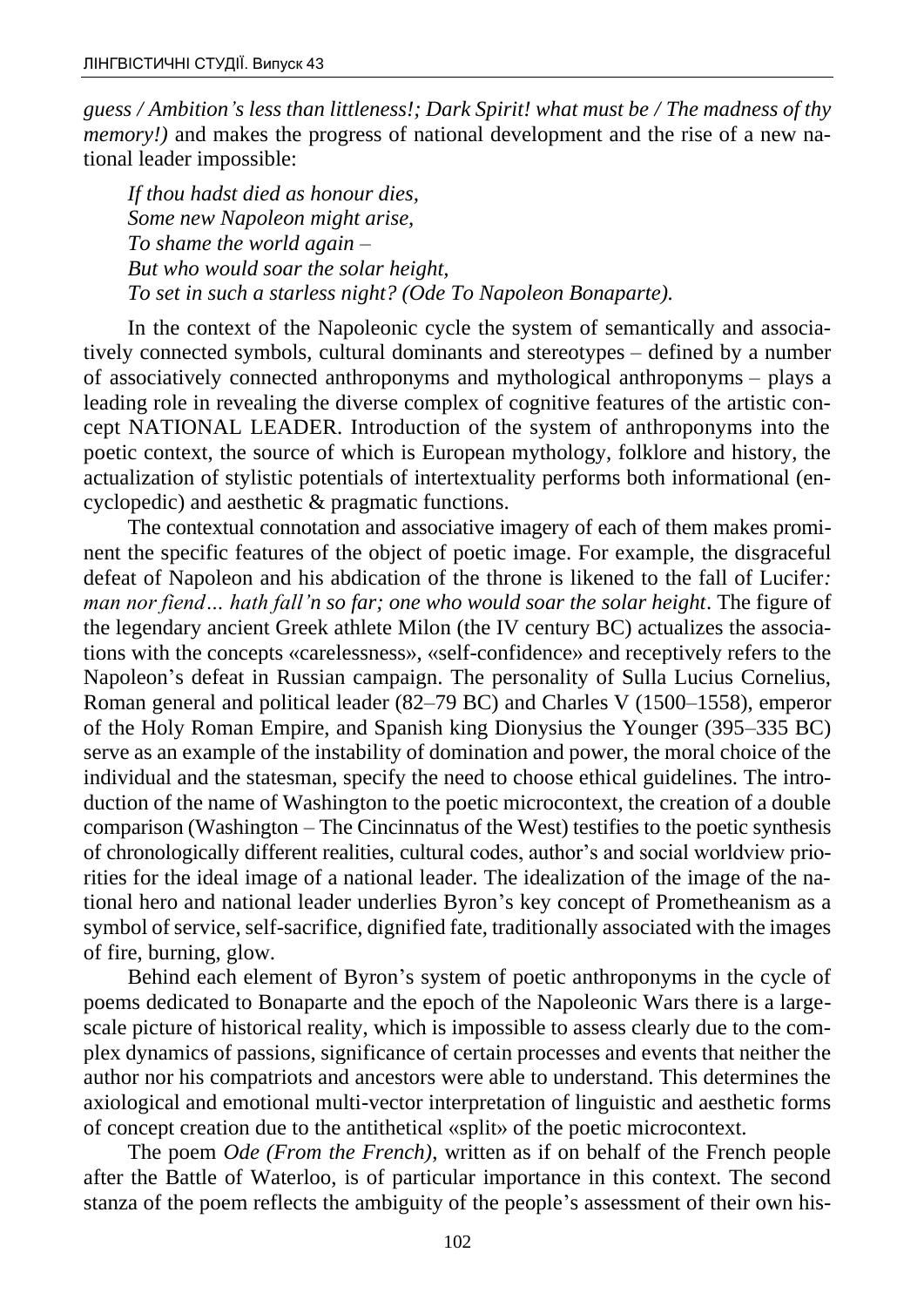*guess / Ambition's less than littleness!; Dark Spirit! what must be / The madness of thy memory!)* and makes the progress of national development and the rise of a new national leader impossible:

*If thou hadst died as honour dies,*
*Some new Napoleon might arise,*
*To shame the world again –*
*But who would soar the solar height,*
*To set in such a starless night? (Ode To Napoleon Bonaparte).*

In the context of the Napoleonic cycle the system of semantically and associatively connected symbols, cultural dominants and stereotypes – defined by a number of associatively connected anthroponyms and mythological anthroponyms – plays a leading role in revealing the diverse complex of cognitive features of the artistic concept NATIONAL LEADER. Introduction of the system of anthroponyms into the poetic context, the source of which is European mythology, folklore and history, the actualization of stylistic potentials of intertextuality performs both informational (encyclopedic) and aesthetic & pragmatic functions.

The contextual connotation and associative imagery of each of them makes prominent the specific features of the object of poetic image. For example, the disgraceful defeat of Napoleon and his abdication of the throne is likened to the fall of Lucifer*: man nor fiend… hath fall'n so far; one who would soar the solar height*. The figure of the legendary ancient Greek athlete Milon (the IV century BC) actualizes the associations with the concepts «carelessness», «self-confidence» and receptively refers to the Napoleon's defeat in Russian campaign. The personality of Sulla Lucius Cornelius, Roman general and political leader (82–79 BC) and Charles V (1500–1558), emperor of the Holy Roman Empire, and Spanish king Dionysius the Younger (395–335 BC) serve as an example of the instability of domination and power, the moral choice of the individual and the statesman, specify the need to choose ethical guidelines. The introduction of the name of Washington to the poetic microcontext, the creation of a double comparison (Washington – The Cincinnatus of the West) testifies to the poetic synthesis of chronologically different realities, cultural codes, author's and social worldview priorities for the ideal image of a national leader. The idealization of the image of the national hero and national leader underlies Byron's key concept of Prometheanism as a symbol of service, self-sacrifice, dignified fate, traditionally associated with the images of fire, burning, glow.

Behind each element of Byron's system of poetic anthroponyms in the cycle of poems dedicated to Bonaparte and the epoch of the Napoleonic Wars there is a large-scale picture of historical reality, which is impossible to assess clearly due to the complex dynamics of passions, significance of certain processes and events that neither the author nor his compatriots and ancestors were able to understand. This determines the axiological and emotional multi-vector interpretation of linguistic and aesthetic forms of concept creation due to the antithetical «split» of the poetic microcontext.

The poem *Ode (From the French)*, written as if on behalf of the French people after the Battle of Waterloo, is of particular importance in this context. The second stanza of the poem reflects the ambiguity of the people's assessment of their own his-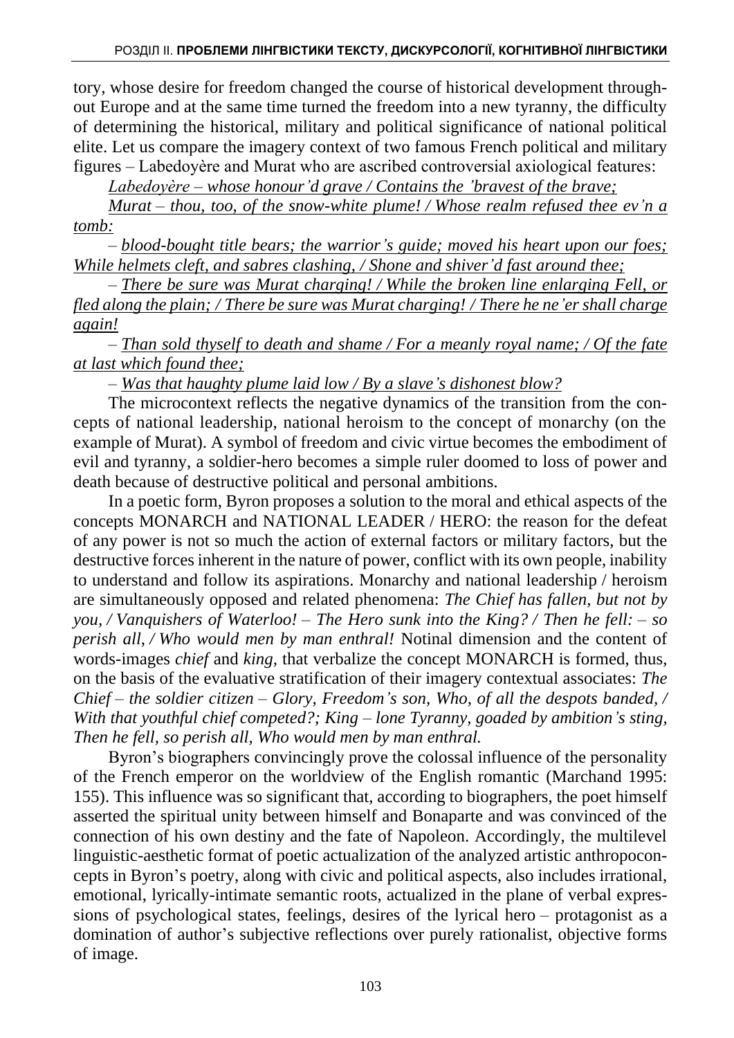tory, whose desire for freedom changed the course of historical development throughout Europe and at the same time turned the freedom into a new tyranny, the difficulty of determining the historical, military and political significance of national political elite. Let us compare the imagery context of two famous French political and military figures – Labedoyère and Murat who are ascribed controversial axiological features:

*Labedoyère – whose honour'd grave / Contains the 'bravest of the brave;*

*Murat – thou, too, of the snow-white plume! / Whose realm refused thee ev'n a tomb:*

– *blood-bought title bears; the warrior's guide; moved his heart upon our foes; While helmets cleft, and sabres clashing, / Shone and shiver'd fast around thee;*

– *There be sure was Murat charging! / While the broken line enlarging Fell, or fled along the plain; / There be sure was Murat charging! / There he ne'er shall charge again!*

– *Than sold thyself to death and shame / For a meanly royal name; / Of the fate at last which found thee;*

– *Was that haughty plume laid low / By a slave's dishonest blow?*

The microcontext reflects the negative dynamics of the transition from the concepts of national leadership, national heroism to the concept of monarchy (on the example of Murat). A symbol of freedom and civic virtue becomes the embodiment of evil and tyranny, a soldier-hero becomes a simple ruler doomed to loss of power and death because of destructive political and personal ambitions.

In a poetic form, Byron proposes a solution to the moral and ethical aspects of the concepts MONARCH and NATIONAL LEADER / HERO: the reason for the defeat of any power is not so much the action of external factors or military factors, but the destructive forces inherent in the nature of power, conflict with its own people, inability to understand and follow its aspirations. Monarchy and national leadership / heroism are simultaneously opposed and related phenomena: *The Chief has fallen, but not by you, / Vanquishers of Waterloo! – The Hero sunk into the King? / Then he fell: – so perish all, / Who would men by man enthral!* Notinal dimension and the content of words-images *chief* and *king*, that verbalize the concept MONARCH is formed, thus, on the basis of the evaluative stratification of their imagery contextual associates: *The Chief – the soldier citizen – Glory, Freedom's son, Who, of all the despots banded, / With that youthful chief competed?; King – lone Tyranny, goaded by ambition's sting, Then he fell, so perish all, Who would men by man enthral.*

Byron's biographers convincingly prove the colossal influence of the personality of the French emperor on the worldview of the English romantic (Marchand 1995: 155). This influence was so significant that, according to biographers, the poet himself asserted the spiritual unity between himself and Bonaparte and was convinced of the connection of his own destiny and the fate of Napoleon. Accordingly, the multilevel linguistic-aesthetic format of poetic actualization of the analyzed artistic anthropoconcepts in Byron's poetry, along with civic and political aspects, also includes irrational, emotional, lyrically-intimate semantic roots, actualized in the plane of verbal expressions of psychological states, feelings, desires of the lyrical hero – protagonist as a domination of author's subjective reflections over purely rationalist, objective forms of image.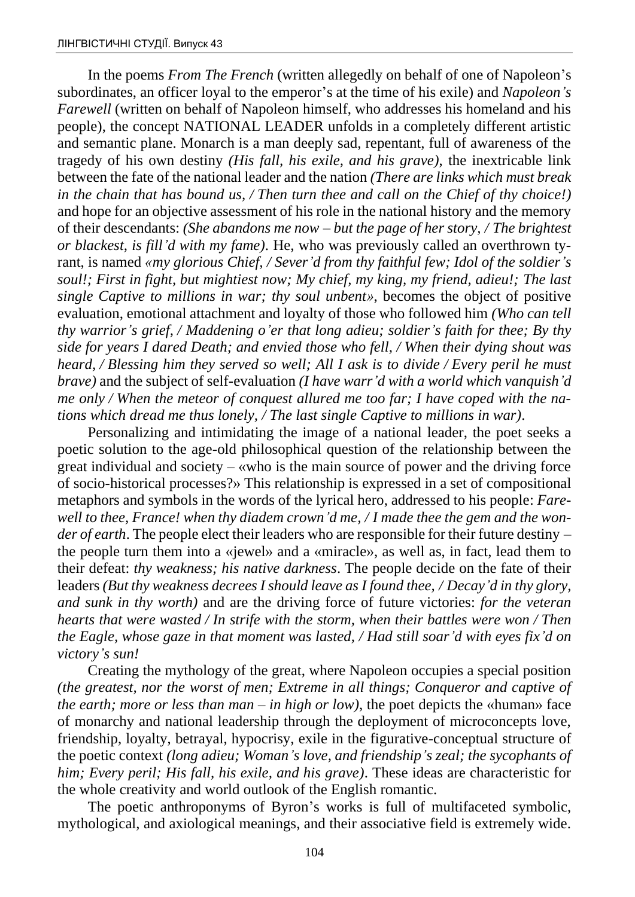In the poems *From The French* (written allegedly on behalf of one of Napoleon's subordinates, an officer loyal to the emperor's at the time of his exile) and *Napoleon's Farewell* (written on behalf of Napoleon himself, who addresses his homeland and his people), the concept NATIONAL LEADER unfolds in a completely different artistic and semantic plane. Monarch is a man deeply sad, repentant, full of awareness of the tragedy of his own destiny *(His fall, his exile, and his grave)*, the inextricable link between the fate of the national leader and the nation *(There are links which must break in the chain that has bound us, / Then turn thee and call on the Chief of thy choice!)* and hope for an objective assessment of his role in the national history and the memory of their descendants: *(She abandons me now – but the page of her story, / The brightest or blackest, is fill'd with my fame)*. He, who was previously called an overthrown tyrant, is named *«my glorious Chief, / Sever'd from thy faithful few; Idol of the soldier's soul!; First in fight, but mightiest now; My chief, my king, my friend, adieu!; The last single Captive to millions in war; thy soul unbent»*, becomes the object of positive evaluation, emotional attachment and loyalty of those who followed him *(Who can tell thy warrior's grief, / Maddening o'er that long adieu; soldier's faith for thee; By thy side for years I dared Death; and envied those who fell, / When their dying shout was heard, / Blessing him they served so well; All I ask is to divide / Every peril he must brave)* and the subject of self-evaluation *(I have warr'd with a world which vanquish'd me only / When the meteor of conquest allured me too far; I have coped with the nations which dread me thus lonely, / The last single Captive to millions in war)*.

Personalizing and intimidating the image of a national leader, the poet seeks a poetic solution to the age-old philosophical question of the relationship between the great individual and society – «who is the main source of power and the driving force of socio-historical processes?» This relationship is expressed in a set of compositional metaphors and symbols in the words of the lyrical hero, addressed to his people: *Farewell to thee, France! when thy diadem crown'd me, / I made thee the gem and the wonder of earth*. The people elect their leaders who are responsible for their future destiny – the people turn them into a «jewel» and a «miracle», as well as, in fact, lead them to their defeat: *thy weakness; his native darkness*. The people decide on the fate of their leaders *(But thy weakness decrees I should leave as I found thee, / Decay'd in thy glory, and sunk in thy worth)* and are the driving force of future victories: *for the veteran hearts that were wasted / In strife with the storm, when their battles were won / Then the Eagle, whose gaze in that moment was lasted, / Had still soar'd with eyes fix'd on victory's sun!*

Creating the mythology of the great, where Napoleon occupies a special position *(the greatest, nor the worst of men; Extreme in all things; Conqueror and captive of the earth; more or less than man – in high or low)*, the poet depicts the «human» face of monarchy and national leadership through the deployment of microconcepts love, friendship, loyalty, betrayal, hypocrisy, exile in the figurative-conceptual structure of the poetic context *(long adieu; Woman's love, and friendship's zeal; the sycophants of him; Every peril; His fall, his exile, and his grave)*. These ideas are characteristic for the whole creativity and world outlook of the English romantic.

The poetic anthroponyms of Byron's works is full of multifaceted symbolic, mythological, and axiological meanings, and their associative field is extremely wide.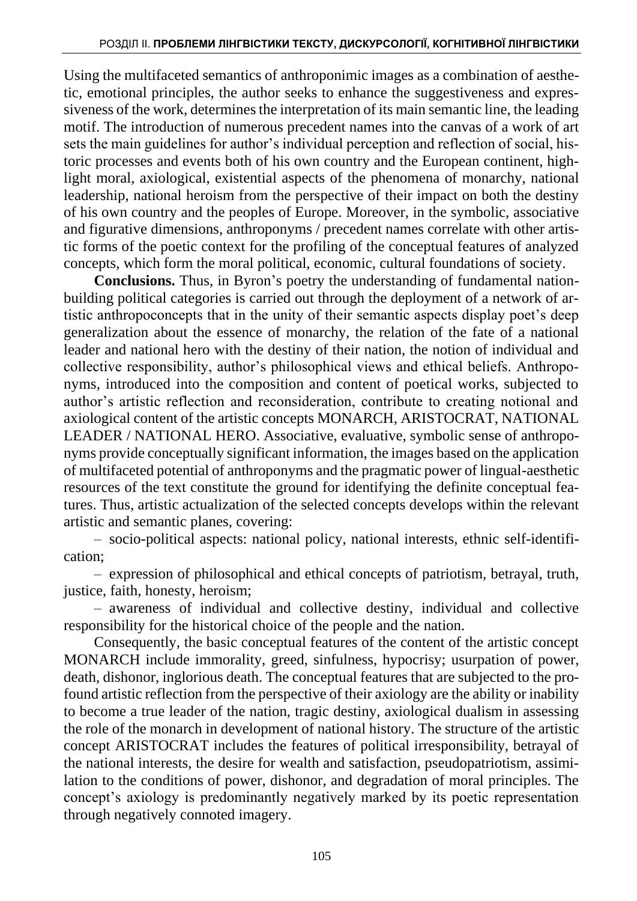Using the multifaceted semantics of anthroponimic images as a combination of aesthetic, emotional principles, the author seeks to enhance the suggestiveness and expressiveness of the work, determines the interpretation of its main semantic line, the leading motif. The introduction of numerous precedent names into the canvas of a work of art sets the main guidelines for author's individual perception and reflection of social, historic processes and events both of his own country and the European continent, highlight moral, axiological, existential aspects of the phenomena of monarchy, national leadership, national heroism from the perspective of their impact on both the destiny of his own country and the peoples of Europe. Moreover, in the symbolic, associative and figurative dimensions, anthroponyms / precedent names correlate with other artistic forms of the poetic context for the profiling of the conceptual features of analyzed concepts, which form the moral political, economic, cultural foundations of society.

**Conclusions.** Thus, in Byron's poetry the understanding of fundamental nation-building political categories is carried out through the deployment of a network of artistic anthropoconcepts that in the unity of their semantic aspects display poet's deep generalization about the essence of monarchy, the relation of the fate of a national leader and national hero with the destiny of their nation, the notion of individual and collective responsibility, author's philosophical views and ethical beliefs. Anthroponyms, introduced into the composition and content of poetical works, subjected to author's artistic reflection and reconsideration, contribute to creating notional and axiological content of the artistic concepts MONARCH, ARISTOCRAT, NATIONAL LEADER / NATIONAL HERO. Associative, evaluative, symbolic sense of anthroponyms provide conceptually significant information, the images based on the application of multifaceted potential of anthroponyms and the pragmatic power of lingual-aesthetic resources of the text constitute the ground for identifying the definite conceptual features. Thus, artistic actualization of the selected concepts develops within the relevant artistic and semantic planes, covering:

– socio-political aspects: national policy, national interests, ethnic self-identification;

– expression of philosophical and ethical concepts of patriotism, betrayal, truth, justice, faith, honesty, heroism;

– awareness of individual and collective destiny, individual and collective responsibility for the historical choice of the people and the nation.

Consequently, the basic conceptual features of the content of the artistic concept MONARCH include immorality, greed, sinfulness, hypocrisy; usurpation of power, death, dishonor, inglorious death. The conceptual features that are subjected to the profound artistic reflection from the perspective of their axiology are the ability or inability to become a true leader of the nation, tragic destiny, axiological dualism in assessing the role of the monarch in development of national history. The structure of the artistic concept ARISTOCRAT includes the features of political irresponsibility, betrayal of the national interests, the desire for wealth and satisfaction, pseudopatriotism, assimilation to the conditions of power, dishonor, and degradation of moral principles. The concept's axiology is predominantly negatively marked by its poetic representation through negatively connoted imagery.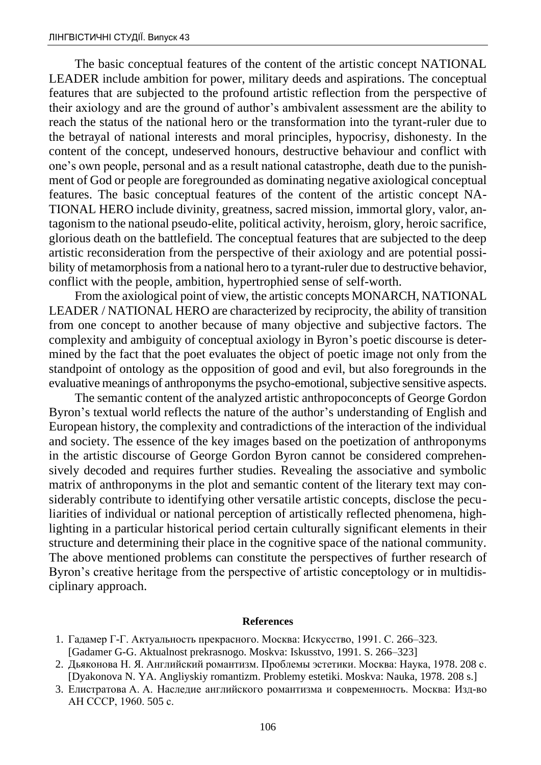The basic conceptual features of the content of the artistic concept NATIONAL LEADER include ambition for power, military deeds and aspirations. The conceptual features that are subjected to the profound artistic reflection from the perspective of their axiology and are the ground of author's ambivalent assessment are the ability to reach the status of the national hero or the transformation into the tyrant-ruler due to the betrayal of national interests and moral principles, hypocrisy, dishonesty. In the content of the concept, undeserved honours, destructive behaviour and conflict with one's own people, personal and as a result national catastrophe, death due to the punishment of God or people are foregrounded as dominating negative axiological conceptual features. The basic conceptual features of the content of the artistic concept NATIONAL HERO include divinity, greatness, sacred mission, immortal glory, valor, antagonism to the national pseudo-elite, political activity, heroism, glory, heroic sacrifice, glorious death on the battlefield. The conceptual features that are subjected to the deep artistic reconsideration from the perspective of their axiology and are potential possibility of metamorphosis from a national hero to a tyrant-ruler due to destructive behavior, conflict with the people, ambition, hypertrophied sense of self-worth.

From the axiological point of view, the artistic concepts MONARCH, NATIONAL LEADER / NATIONAL HERO are characterized by reciprocity, the ability of transition from one concept to another because of many objective and subjective factors. The complexity and ambiguity of conceptual axiology in Byron's poetic discourse is determined by the fact that the poet evaluates the object of poetic image not only from the standpoint of ontology as the opposition of good and evil, but also foregrounds in the evaluative meanings of anthroponyms the psycho-emotional, subjective sensitive aspects.

The semantic content of the analyzed artistic anthropoconcepts of George Gordon Byron's textual world reflects the nature of the author's understanding of English and European history, the complexity and contradictions of the interaction of the individual and society. The essence of the key images based on the poetization of anthroponyms in the artistic discourse of George Gordon Byron cannot be considered comprehensively decoded and requires further studies. Revealing the associative and symbolic matrix of anthroponyms in the plot and semantic content of the literary text may considerably contribute to identifying other versatile artistic concepts, disclose the peculiarities of individual or national perception of artistically reflected phenomena, highlighting in a particular historical period certain culturally significant elements in their structure and determining their place in the cognitive space of the national community. The above mentioned problems can constitute the perspectives of further research of Byron's creative heritage from the perspective of artistic conceptology or in multidisciplinary approach.

**References**

1. Гадамер Г-Г. Актуальность прекрасного. Москва: Искусство, 1991. С. 266–323. [Gadamer G-G. Aktualnost prekrasnogo. Moskva: Iskusstvo, 1991. S. 266–323]
2. Дьяконова Н. Я. Английский романтизм. Проблемы эстетики. Москва: Наука, 1978. 208 с. [Dyakonova N. YA. Angliyskiy romantizm. Problemy estetiki. Moskva: Nauka, 1978. 208 s.]
3. Елистратова А. А. Наследие английского романтизма и современность. Москва: Изд-во АН СССР, 1960. 505 с.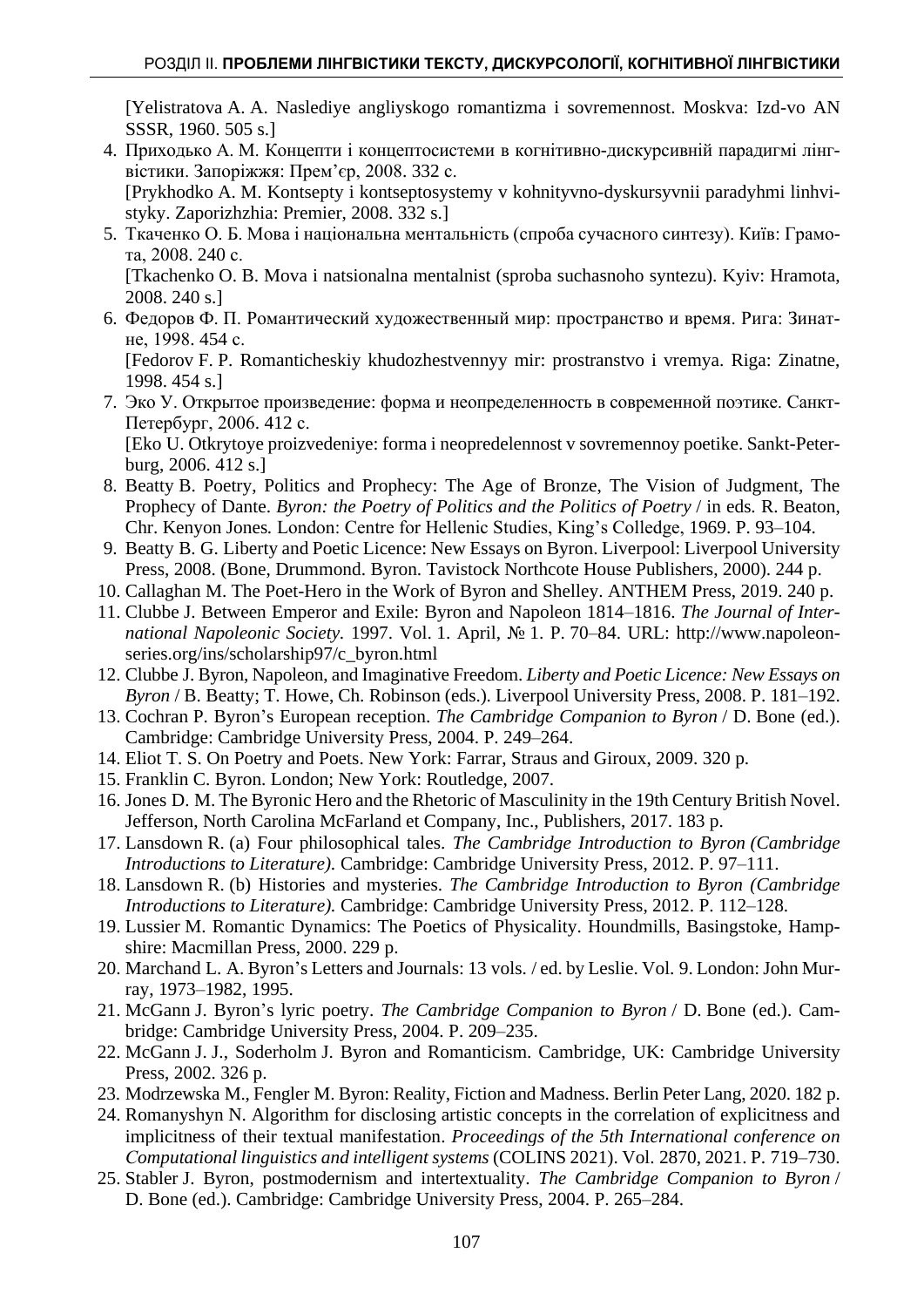[Yelistratova A. A. Naslediye angliyskogo romantizma i sovremennost. Moskva: Izd-vo AN SSSR, 1960. 505 s.]

4. Приходько А. М. Концепти і концептосистеми в когнітивно-дискурсивній парадигмі лінгвістики. Запоріжжя: Прем'єр, 2008. 332 с.
   [Prykhodko A. M. Kontsepty i kontseptosystemy v kohnityvno-dyskursyvnii paradyhmi linhvistyky. Zaporizhzhia: Premier, 2008. 332 s.]
5. Ткаченко О. Б. Мова і національна ментальність (спроба сучасного синтезу). Київ: Грамота, 2008. 240 с.
   [Tkachenko O. B. Mova i natsionalna mentalnist (sproba suchasnoho syntezu). Kyiv: Hramota, 2008. 240 s.]
6. Федоров Ф. П. Романтический художественный мир: пространство и время. Рига: Зинатне, 1998. 454 с.
   [Fedorov F. P. Romanticheskiy khudozhestvennyy mir: prostranstvo i vremya. Riga: Zinatne, 1998. 454 s.]
7. Эко У. Открытое произведение: форма и неопределенность в современной поэтике. Санкт-Петербург, 2006. 412 с.
   [Eko U. Otkrytoye proizvedeniye: forma i neopredelennost v sovremennoy poetike. Sankt-Peterburg, 2006. 412 s.]
8. Beatty B. Poetry, Politics and Prophecy: The Age of Bronze, The Vision of Judgment, The Prophecy of Dante. *Byron: the Poetry of Politics and the Politics of Poetry* / in eds. R. Beaton, Chr. Kenyon Jones. London: Centre for Hellenic Studies, King's Colledge, 1969. P. 93–104.
9. Beatty B. G. Liberty and Poetic Licence: New Essays on Byron. Liverpool: Liverpool University Press, 2008. (Bone, Drummond. Byron. Tavistock Northcote House Publishers, 2000). 244 p.
10. Callaghan M. The Poet-Hero in the Work of Byron and Shelley. ANTHEM Press, 2019. 240 p.
11. Clubbe J. Between Emperor and Exile: Byron and Napoleon 1814–1816. *The Journal of International Napoleonic Society.* 1997. Vol. 1. April, № 1. P. 70–84. URL: http://www.napoleon-series.org/ins/scholarship97/c_byron.html
12. Clubbe J. Byron, Napoleon, and Imaginative Freedom. *Liberty and Poetic Licence: New Essays on Byron* / B. Beatty; T. Howe, Ch. Robinson (eds.). Liverpool University Press, 2008. P. 181–192.
13. Cochran P. Byron's European reception. *The Cambridge Companion to Byron* / D. Bone (ed.). Cambridge: Cambridge University Press, 2004. P. 249–264.
14. Eliot T. S. On Poetry and Poets. New York: Farrar, Straus and Giroux, 2009. 320 p.
15. Franklin C. Byron. London; New York: Routledge, 2007.
16. Jones D. M. The Byronic Hero and the Rhetoric of Masculinity in the 19th Century British Novel. Jefferson, North Carolina McFarland et Company, Inc., Publishers, 2017. 183 p.
17. Lansdown R. (a) Four philosophical tales. *The Cambridge Introduction to Byron (Cambridge Introductions to Literature).* Cambridge: Cambridge University Press, 2012. P. 97–111.
18. Lansdown R. (b) Histories and mysteries. *The Cambridge Introduction to Byron (Cambridge Introductions to Literature).* Cambridge: Cambridge University Press, 2012. P. 112–128.
19. Lussier M. Romantic Dynamics: The Poetics of Physicality. Houndmills, Basingstoke, Hampshire: Macmillan Press, 2000. 229 p.
20. Marchand L. A. Byron's Letters and Journals: 13 vols. / ed. by Leslie. Vol. 9. London: John Murray, 1973–1982, 1995.
21. McGann J. Byron's lyric poetry. *The Cambridge Companion to Byron* / D. Bone (ed.). Cambridge: Cambridge University Press, 2004. P. 209–235.
22. McGann J. J., Soderholm J. Byron and Romanticism. Cambridge, UK: Cambridge University Press, 2002. 326 p.
23. Modrzewska M., Fengler M. Byron: Reality, Fiction and Madness. Berlin Peter Lang, 2020. 182 p.
24. Romanyshyn N. Algorithm for disclosing artistic concepts in the correlation of explicitness and implicitness of their textual manifestation. *Proceedings of the 5th International conference on Computational linguistics and intelligent systems* (COLINS 2021). Vol. 2870, 2021. P. 719–730.
25. Stabler J. Byron, postmodernism and intertextuality. *The Cambridge Companion to Byron* / D. Bone (ed.). Cambridge: Cambridge University Press, 2004. P. 265–284.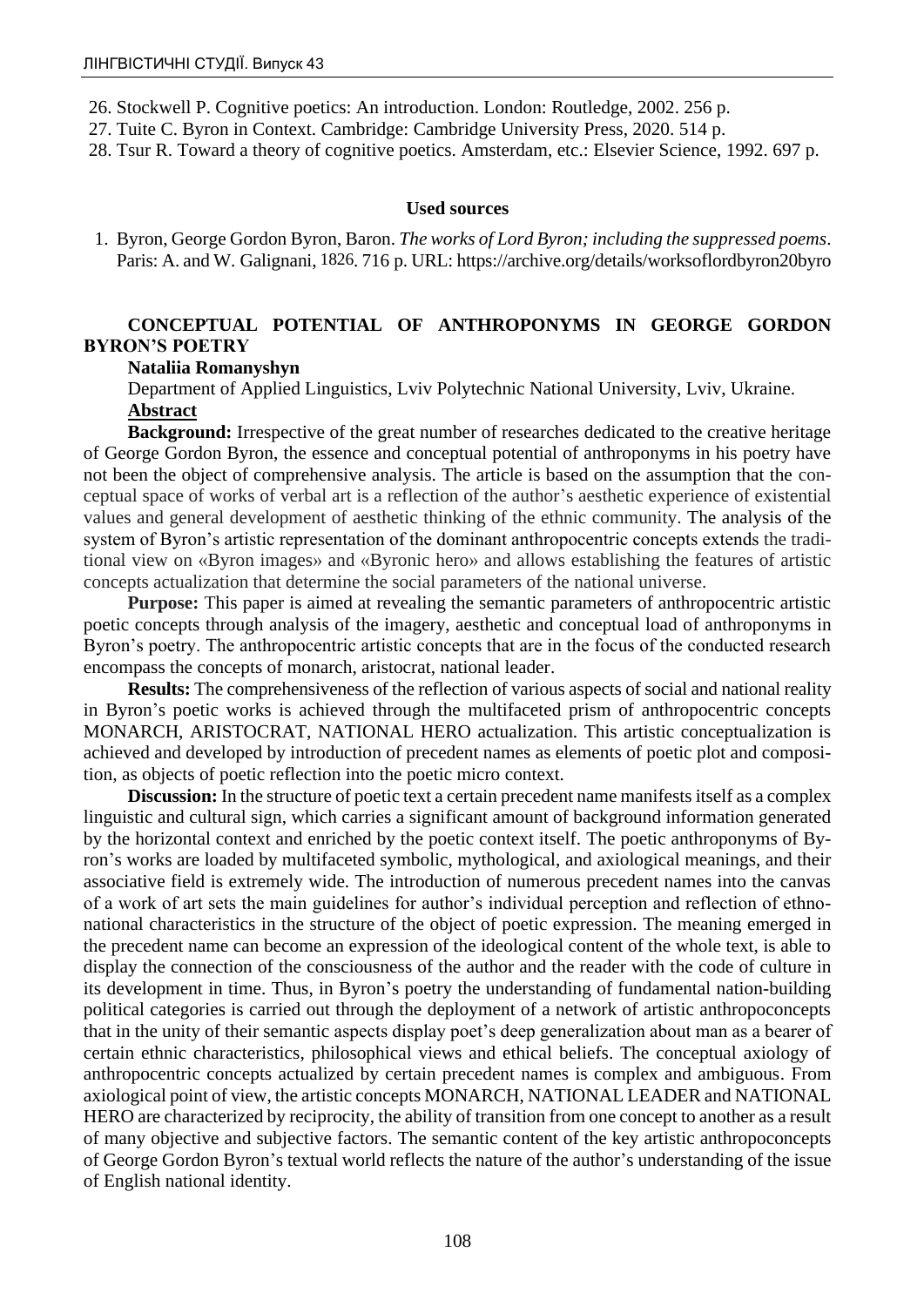26. Stockwell P. Cognitive poetics: An introduction. London: Routledge, 2002. 256 p.
27. Tuite C. Byron in Context. Cambridge: Cambridge University Press, 2020. 514 p.
28. Tsur R. Toward a theory of cognitive poetics. Amsterdam, etc.: Elsevier Science, 1992. 697 p.

### Used sources

1. Byron, George Gordon Byron, Baron. *The works of Lord Byron; including the suppressed poems*. Paris: A. and W. Galignani, 1826. 716 p. URL: https://archive.org/details/worksoflordbyron20byro

## CONCEPTUAL POTENTIAL OF ANTHROPONYMS IN GEORGE GORDON BYRON'S POETRY

**Nataliia Romanyshyn**

Department of Applied Linguistics, Lviv Polytechnic National University, Lviv, Ukraine.

**Abstract**

**Background:** Irrespective of the great number of researches dedicated to the creative heritage of George Gordon Byron, the essence and conceptual potential of anthroponyms in his poetry have not been the object of comprehensive analysis. The article is based on the assumption that the conceptual space of works of verbal art is a reflection of the author's aesthetic experience of existential values and general development of aesthetic thinking of the ethnic community. The analysis of the system of Byron's artistic representation of the dominant anthropocentric concepts extends the traditional view on «Byron images» and «Byronic hero» and allows establishing the features of artistic concepts actualization that determine the social parameters of the national universe.

**Purpose:** This paper is aimed at revealing the semantic parameters of anthropocentric artistic poetic concepts through analysis of the imagery, aesthetic and conceptual load of anthroponyms in Byron's poetry. The anthropocentric artistic concepts that are in the focus of the conducted research encompass the concepts of monarch, aristocrat, national leader.

**Results:** The comprehensiveness of the reflection of various aspects of social and national reality in Byron's poetic works is achieved through the multifaceted prism of anthropocentric concepts MONARCH, ARISTOCRAT, NATIONAL HERO actualization. This artistic conceptualization is achieved and developed by introduction of precedent names as elements of poetic plot and composition, as objects of poetic reflection into the poetic micro context.

**Discussion:** In the structure of poetic text a certain precedent name manifests itself as a complex linguistic and cultural sign, which carries a significant amount of background information generated by the horizontal context and enriched by the poetic context itself. The poetic anthroponyms of Byron's works are loaded by multifaceted symbolic, mythological, and axiological meanings, and their associative field is extremely wide. The introduction of numerous precedent names into the canvas of a work of art sets the main guidelines for author's individual perception and reflection of ethnonational characteristics in the structure of the object of poetic expression. The meaning emerged in the precedent name can become an expression of the ideological content of the whole text, is able to display the connection of the consciousness of the author and the reader with the code of culture in its development in time. Thus, in Byron's poetry the understanding of fundamental nation-building political categories is carried out through the deployment of a network of artistic anthropoconcepts that in the unity of their semantic aspects display poet's deep generalization about man as a bearer of certain ethnic characteristics, philosophical views and ethical beliefs. The conceptual axiology of anthropocentric concepts actualized by certain precedent names is complex and ambiguous. From axiological point of view, the artistic concepts MONARCH, NATIONAL LEADER and NATIONAL HERO are characterized by reciprocity, the ability of transition from one concept to another as a result of many objective and subjective factors. The semantic content of the key artistic anthropoconcepts of George Gordon Byron's textual world reflects the nature of the author's understanding of the issue of English national identity.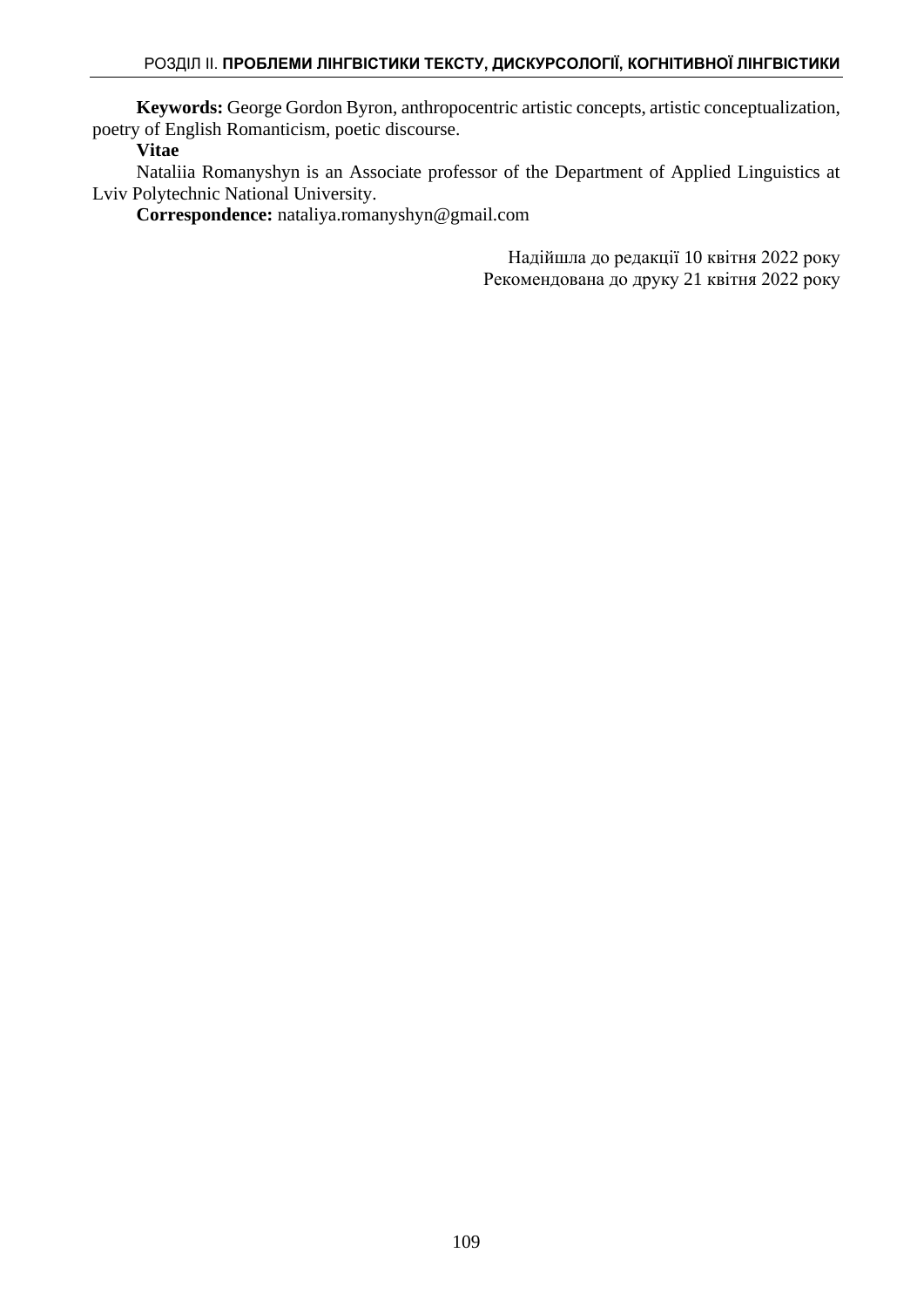**Keywords:** George Gordon Byron, anthropocentric artistic concepts, artistic conceptualization, poetry of English Romanticism, poetic discourse.

**Vitae**

Nataliia Romanyshyn is an Associate professor of the Department of Applied Linguistics at Lviv Polytechnic National University.

**Correspondence:** nataliya.romanyshyn@gmail.com

Надійшла до редакції 10 квітня 2022 року
Рекомендована до друку 21 квітня 2022 року